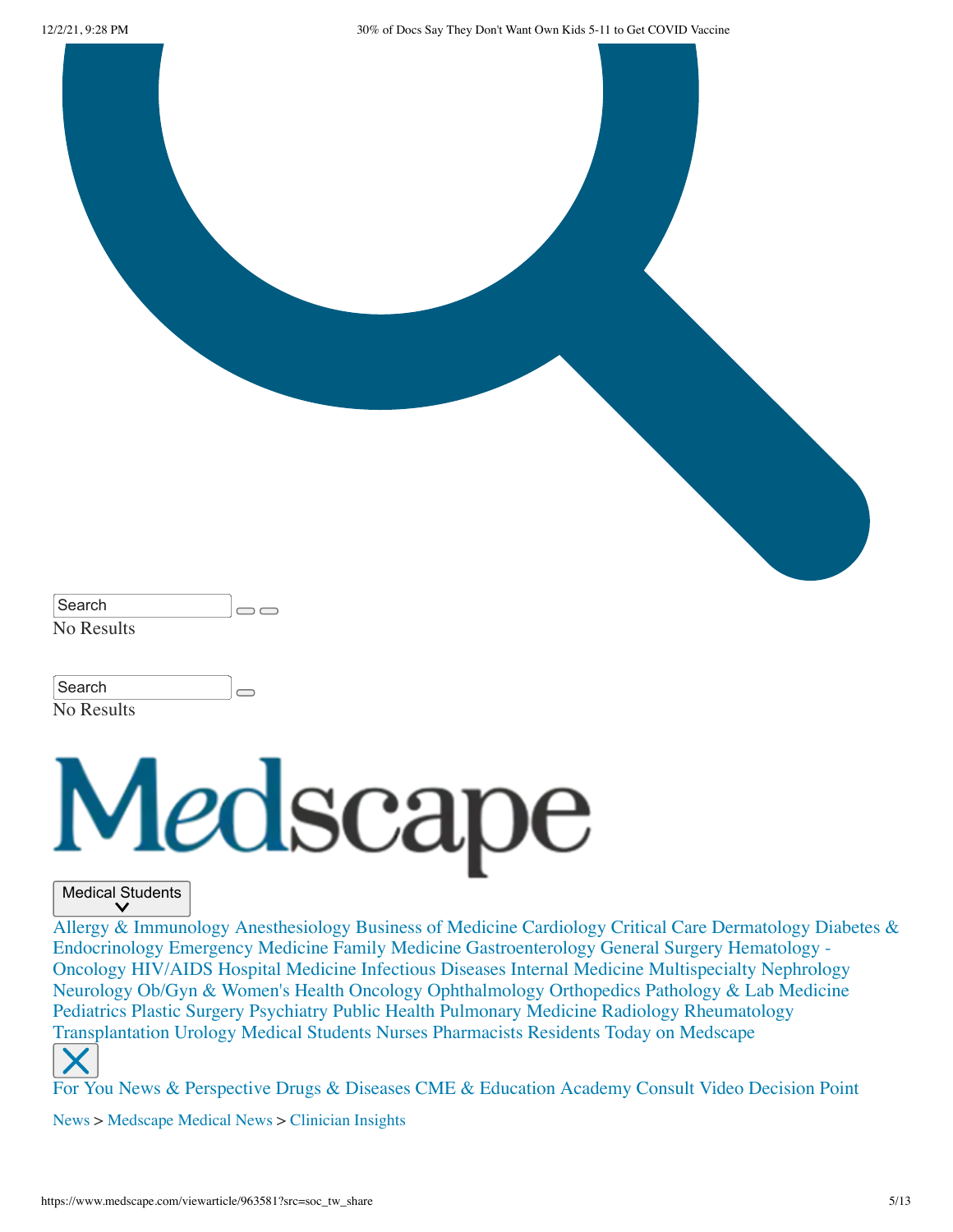Search

No Results

Search

No Results

Medscape

Medical Students

Allergy & Immunology Anesthesiology Business of Medicine Cardiology Critical Care Dermatology Diabetes & Endocrinology Emergency Medicine Family Medicine Gastroenterology General Surgery Hematology - Oncology HIV/AIDS Hospital Medicine Infectious Diseases Internal Medicine Multispecialty Nephrology Neurology Ob/Gyn & Women's Health Oncology Ophthalmology Orthopedics Pathology & Lab Medicine Pediatrics Plastic Surgery Psychiatry Public Health Pulmonary Medicine Radiology Rheumatology Transplantation Urology Medical Students Nurses Pharmacists Residents Today on Medscape

For You News & Perspective Drugs & Diseases CME & Education Academy Consult Video Decision Point

News > Medscape Medical News > Clinician Insights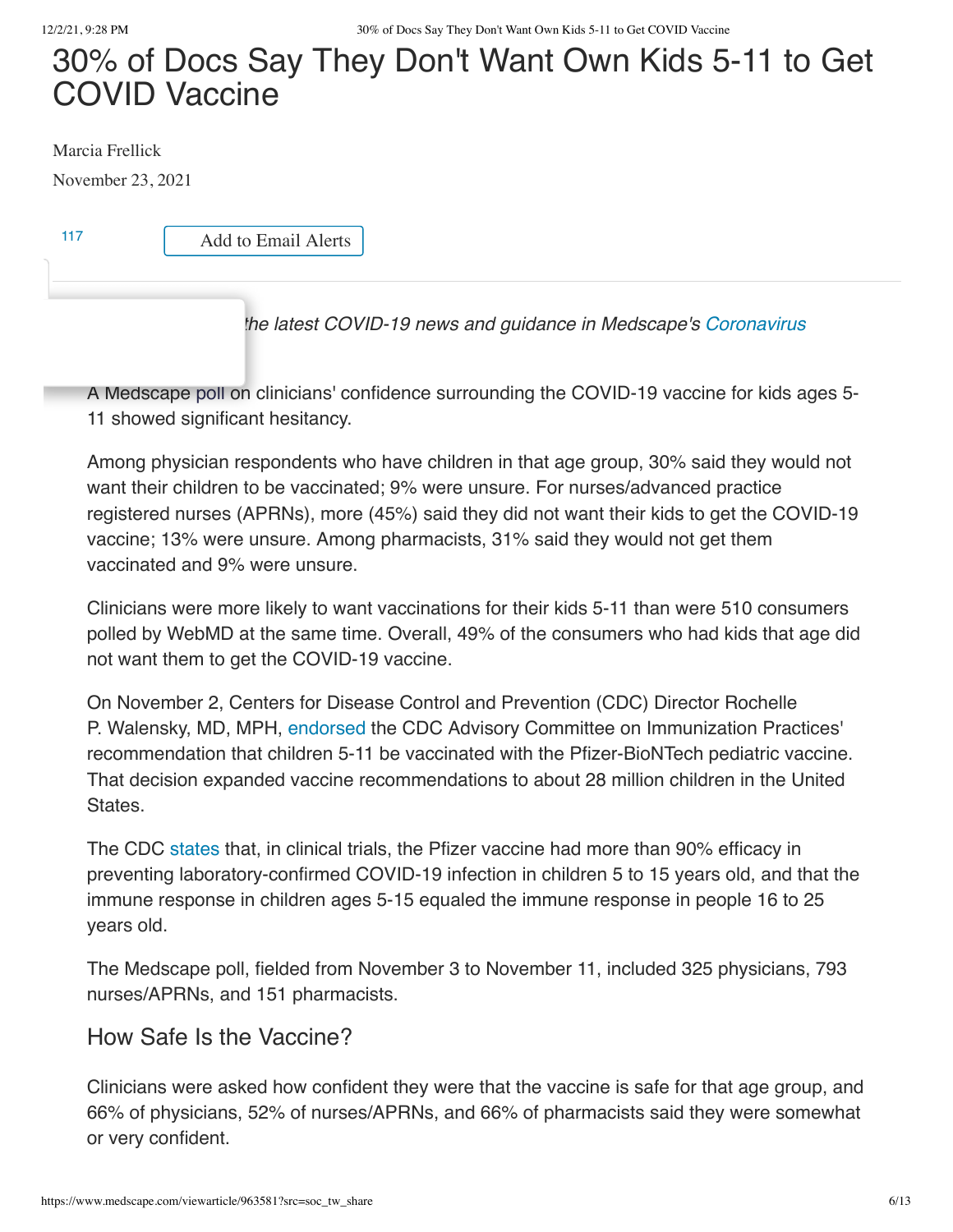# 30% of Docs Say They Don't Want Own Kids 5-11 to Get COVID Vaccine

Marcia Frellick

November 23, 2021

117

Add to Email Alerts

*the latest COVID-19 news and guidance in Medscape's Coronavirus*

A Medscape poll on clinicians' confidence surrounding the COVID-19 vaccine for kids ages 5-11 showed significant hesitancy.

Among physician respondents who have children in that age group, 30% said they would not want their children to be vaccinated; 9% were unsure. For nurses/advanced practice registered nurses (APRNs), more (45%) said they did not want their kids to get the COVID-19 vaccine; 13% were unsure. Among pharmacists, 31% said they would not get them vaccinated and 9% were unsure.

Clinicians were more likely to want vaccinations for their kids 5-11 than were 510 consumers polled by WebMD at the same time. Overall, 49% of the consumers who had kids that age did not want them to get the COVID-19 vaccine.

On November 2, Centers for Disease Control and Prevention (CDC) Director Rochelle P. Walensky, MD, MPH, endorsed the CDC Advisory Committee on Immunization Practices' recommendation that children 5-11 be vaccinated with the Pfizer-BioNTech pediatric vaccine. That decision expanded vaccine recommendations to about 28 million children in the United States.

The CDC states that, in clinical trials, the Pfizer vaccine had more than 90% efficacy in preventing laboratory-confirmed COVID-19 infection in children 5 to 15 years old, and that the immune response in children ages 5-15 equaled the immune response in people 16 to 25 years old.

The Medscape poll, fielded from November 3 to November 11, included 325 physicians, 793 nurses/APRNs, and 151 pharmacists.

## How Safe Is the Vaccine?

Clinicians were asked how confident they were that the vaccine is safe for that age group, and 66% of physicians, 52% of nurses/APRNs, and 66% of pharmacists said they were somewhat or very confident.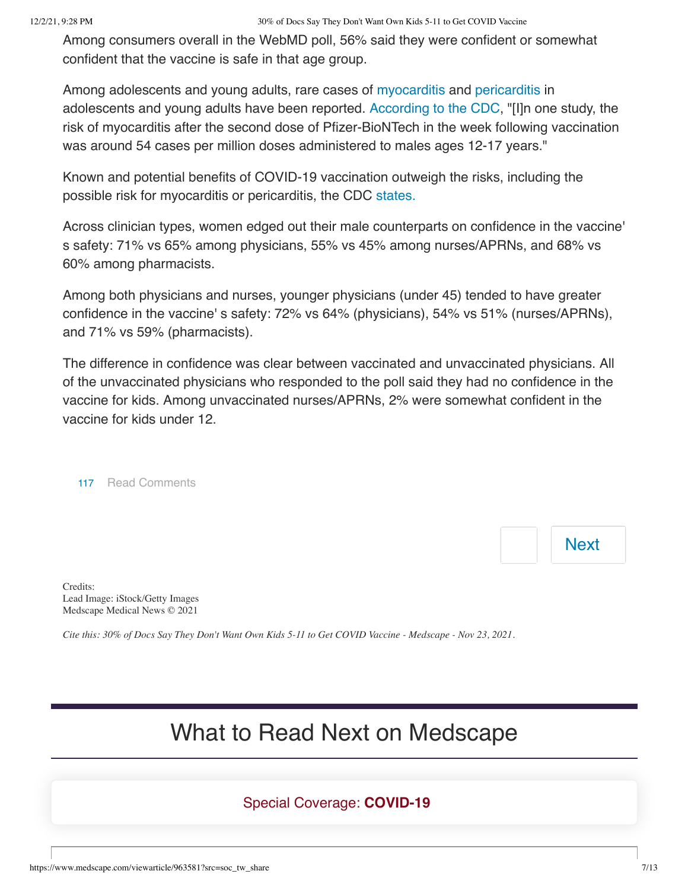Among consumers overall in the WebMD poll, 56% said they were confident or somewhat confident that the vaccine is safe in that age group.

Among adolescents and young adults, rare cases of myocarditis and pericarditis in adolescents and young adults have been reported. According to the CDC, "[I]n one study, the risk of myocarditis after the second dose of Pfizer-BioNTech in the week following vaccination was around 54 cases per million doses administered to males ages 12-17 years."

Known and potential benefits of COVID-19 vaccination outweigh the risks, including the possible risk for myocarditis or pericarditis, the CDC states.

Across clinician types, women edged out their male counterparts on confidence in the vaccine' s safety: 71% vs 65% among physicians, 55% vs 45% among nurses/APRNs, and 68% vs 60% among pharmacists.

Among both physicians and nurses, younger physicians (under 45) tended to have greater confidence in the vaccine' s safety: 72% vs 64% (physicians), 54% vs 51% (nurses/APRNs), and 71% vs 59% (pharmacists).

The difference in confidence was clear between vaccinated and unvaccinated physicians. All of the unvaccinated physicians who responded to the poll said they had no confidence in the vaccine for kids. Among unvaccinated nurses/APRNs, 2% were somewhat confident in the vaccine for kids under 12.

117 Read Comments

Next

Credits:
Lead Image: iStock/Getty Images
Medscape Medical News © 2021

*Cite this: 30% of Docs Say They Don't Want Own Kids 5-11 to Get COVID Vaccine - Medscape - Nov 23, 2021.*

## What to Read Next on Medscape

Special Coverage: **COVID-19**